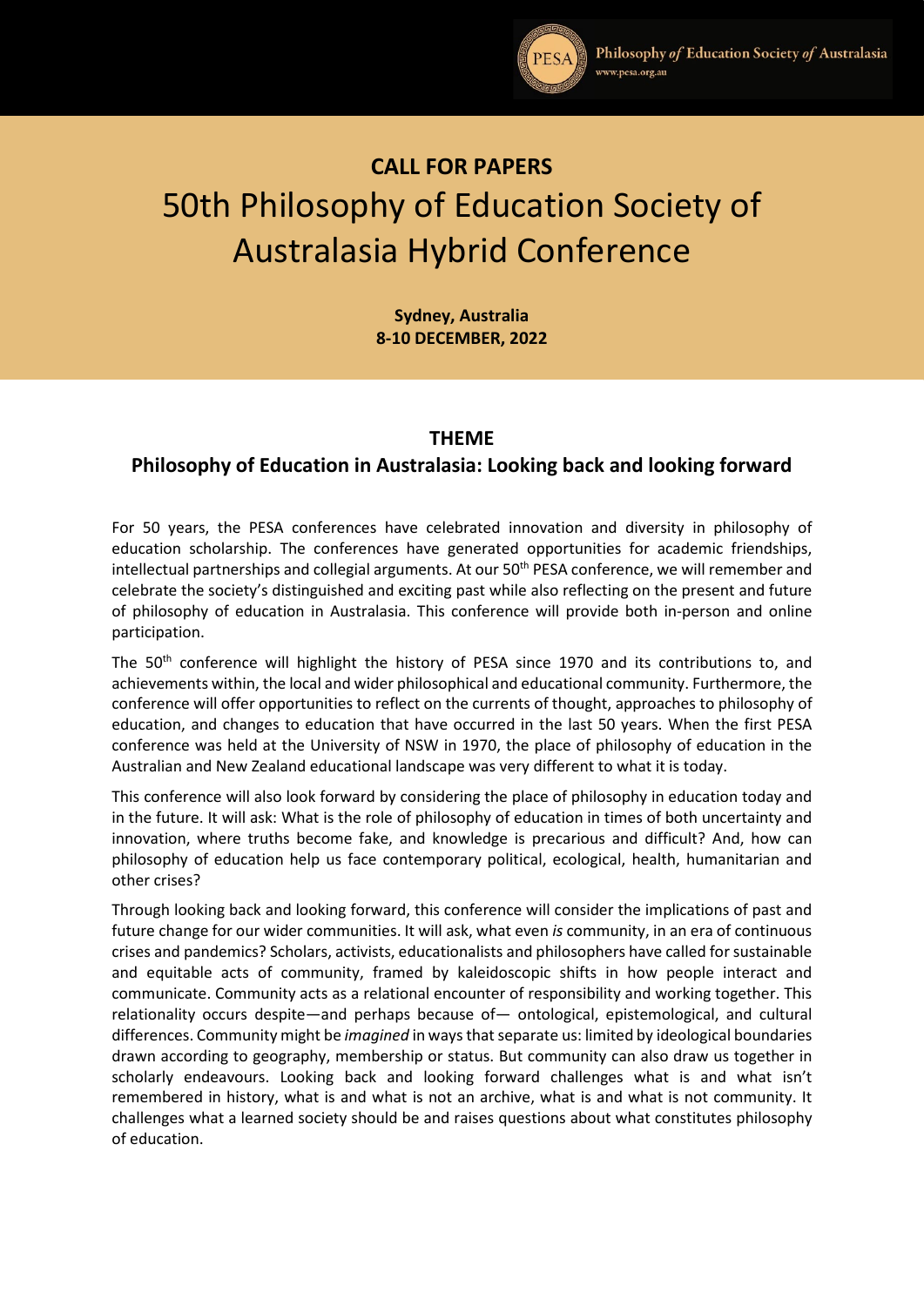## CALL FOR PAPERS

# 50th Philosophy of Education Society of Australasia Hybrid Conference

**Sydney, Australia**
**8-10 DECEMBER, 2022**

## THEME

### Philosophy of Education in Australasia: Looking back and looking forward

For 50 years, the PESA conferences have celebrated innovation and diversity in philosophy of education scholarship. The conferences have generated opportunities for academic friendships, intellectual partnerships and collegial arguments. At our 50th PESA conference, we will remember and celebrate the society's distinguished and exciting past while also reflecting on the present and future of philosophy of education in Australasia. This conference will provide both in-person and online participation.

The 50th conference will highlight the history of PESA since 1970 and its contributions to, and achievements within, the local and wider philosophical and educational community. Furthermore, the conference will offer opportunities to reflect on the currents of thought, approaches to philosophy of education, and changes to education that have occurred in the last 50 years. When the first PESA conference was held at the University of NSW in 1970, the place of philosophy of education in the Australian and New Zealand educational landscape was very different to what it is today.

This conference will also look forward by considering the place of philosophy in education today and in the future. It will ask: What is the role of philosophy of education in times of both uncertainty and innovation, where truths become fake, and knowledge is precarious and difficult? And, how can philosophy of education help us face contemporary political, ecological, health, humanitarian and other crises?

Through looking back and looking forward, this conference will consider the implications of past and future change for our wider communities. It will ask, what even *is* community, in an era of continuous crises and pandemics? Scholars, activists, educationalists and philosophers have called for sustainable and equitable acts of community, framed by kaleidoscopic shifts in how people interact and communicate. Community acts as a relational encounter of responsibility and working together. This relationality occurs despite—and perhaps because of— ontological, epistemological, and cultural differences. Community might be *imagined* in ways that separate us: limited by ideological boundaries drawn according to geography, membership or status. But community can also draw us together in scholarly endeavours. Looking back and looking forward challenges what is and what isn't remembered in history, what is and what is not an archive, what is and what is not community. It challenges what a learned society should be and raises questions about what constitutes philosophy of education.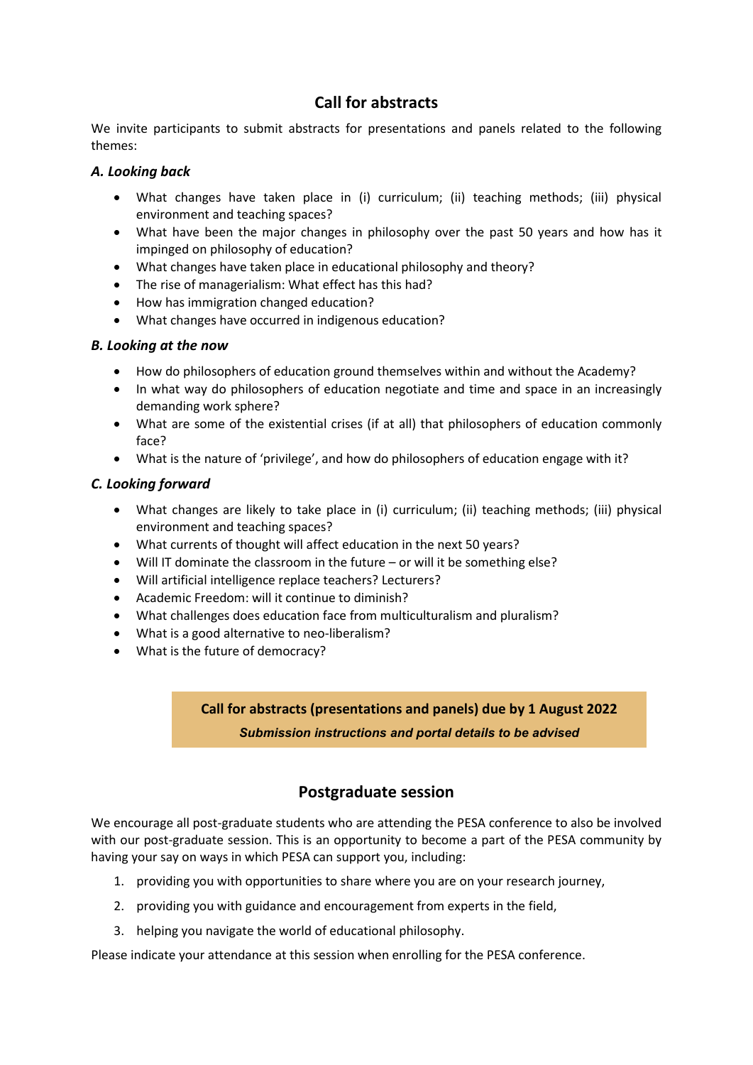## Call for abstracts

We invite participants to submit abstracts for presentations and panels related to the following themes:

### *A. Looking back*

- What changes have taken place in (i) curriculum; (ii) teaching methods; (iii) physical environment and teaching spaces?
- What have been the major changes in philosophy over the past 50 years and how has it impinged on philosophy of education?
- What changes have taken place in educational philosophy and theory?
- The rise of managerialism: What effect has this had?
- How has immigration changed education?
- What changes have occurred in indigenous education?

### *B. Looking at the now*

- How do philosophers of education ground themselves within and without the Academy?
- In what way do philosophers of education negotiate and time and space in an increasingly demanding work sphere?
- What are some of the existential crises (if at all) that philosophers of education commonly face?
- What is the nature of 'privilege', and how do philosophers of education engage with it?

### *C. Looking forward*

- What changes are likely to take place in (i) curriculum; (ii) teaching methods; (iii) physical environment and teaching spaces?
- What currents of thought will affect education in the next 50 years?
- Will IT dominate the classroom in the future – or will it be something else?
- Will artificial intelligence replace teachers? Lecturers?
- Academic Freedom: will it continue to diminish?
- What challenges does education face from multiculturalism and pluralism?
- What is a good alternative to neo-liberalism?
- What is the future of democracy?

**Call for abstracts (presentations and panels) due by 1 August 2022**

***Submission instructions and portal details to be advised***

## Postgraduate session

We encourage all post-graduate students who are attending the PESA conference to also be involved with our post-graduate session. This is an opportunity to become a part of the PESA community by having your say on ways in which PESA can support you, including:

1. providing you with opportunities to share where you are on your research journey,
2. providing you with guidance and encouragement from experts in the field,
3. helping you navigate the world of educational philosophy.

Please indicate your attendance at this session when enrolling for the PESA conference.